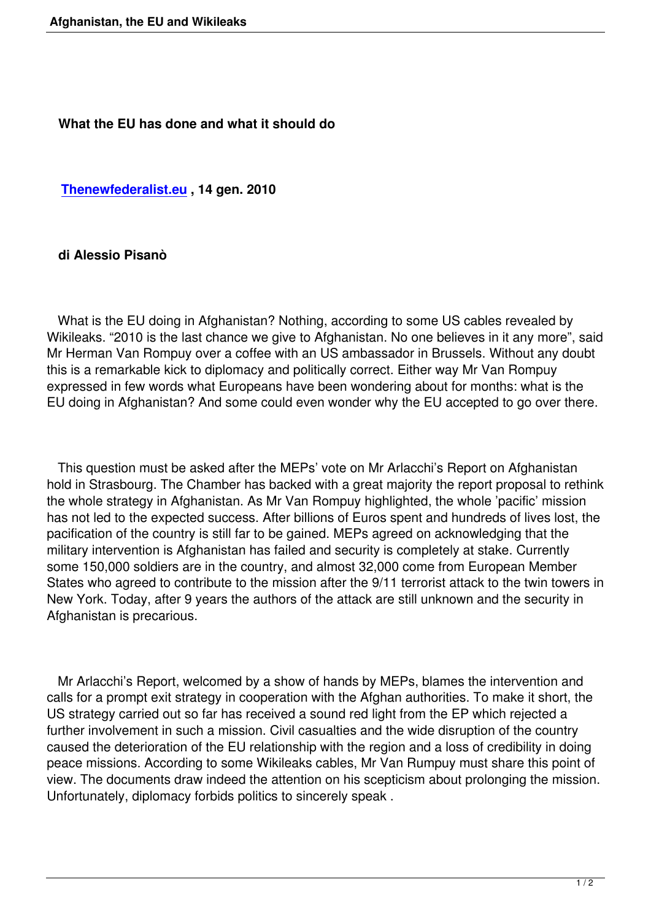## What the EU has done and what it should do

**Thenewfederalist.eu , 14 gen. 2010**

**di Alessio Pisanò**

What is the EU doing in Afghanistan? Nothing, according to some US cables revealed by Wikileaks. "2010 is the last chance we give to Afghanistan. No one believes in it any more", said Mr Herman Van Rompuy over a coffee with an US ambassador in Brussels. Without any doubt this is a remarkable kick to diplomacy and politically correct. Either way Mr Van Rompuy expressed in few words what Europeans have been wondering about for months: what is the EU doing in Afghanistan? And some could even wonder why the EU accepted to go over there.

This question must be asked after the MEPs' vote on Mr Arlacchi's Report on Afghanistan hold in Strasbourg. The Chamber has backed with a great majority the report proposal to rethink the whole strategy in Afghanistan. As Mr Van Rompuy highlighted, the whole 'pacific' mission has not led to the expected success. After billions of Euros spent and hundreds of lives lost, the pacification of the country is still far to be gained. MEPs agreed on acknowledging that the military intervention is Afghanistan has failed and security is completely at stake. Currently some 150,000 soldiers are in the country, and almost 32,000 come from European Member States who agreed to contribute to the mission after the 9/11 terrorist attack to the twin towers in New York. Today, after 9 years the authors of the attack are still unknown and the security in Afghanistan is precarious.

Mr Arlacchi's Report, welcomed by a show of hands by MEPs, blames the intervention and calls for a prompt exit strategy in cooperation with the Afghan authorities. To make it short, the US strategy carried out so far has received a sound red light from the EP which rejected a further involvement in such a mission. Civil casualties and the wide disruption of the country caused the deterioration of the EU relationship with the region and a loss of credibility in doing peace missions. According to some Wikileaks cables, Mr Van Rumpuy must share this point of view. The documents draw indeed the attention on his scepticism about prolonging the mission. Unfortunately, diplomacy forbids politics to sincerely speak .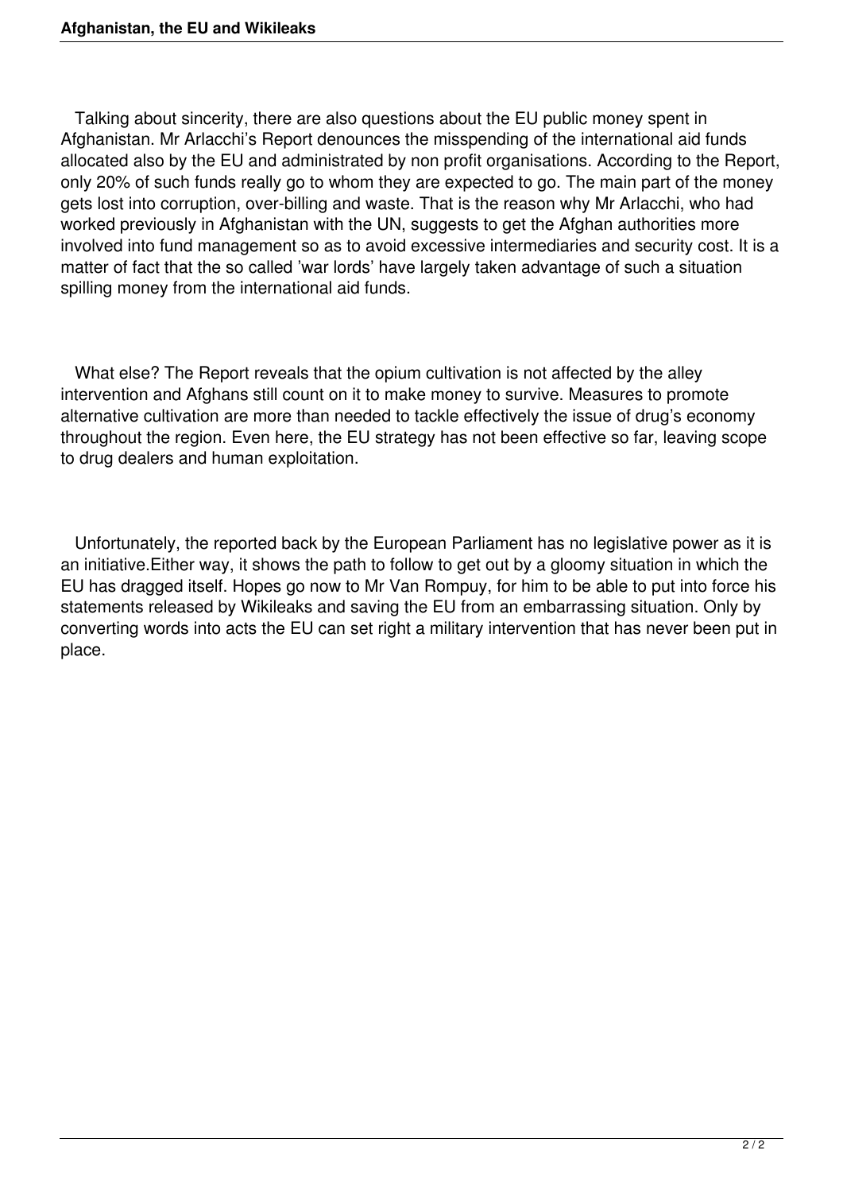Talking about sincerity, there are also questions about the EU public money spent in Afghanistan. Mr Arlacchi's Report denounces the misspending of the international aid funds allocated also by the EU and administrated by non profit organisations. According to the Report, only 20% of such funds really go to whom they are expected to go. The main part of the money gets lost into corruption, over-billing and waste. That is the reason why Mr Arlacchi, who had worked previously in Afghanistan with the UN, suggests to get the Afghan authorities more involved into fund management so as to avoid excessive intermediaries and security cost. It is a matter of fact that the so called 'war lords' have largely taken advantage of such a situation spilling money from the international aid funds.

What else? The Report reveals that the opium cultivation is not affected by the alley intervention and Afghans still count on it to make money to survive. Measures to promote alternative cultivation are more than needed to tackle effectively the issue of drug's economy throughout the region. Even here, the EU strategy has not been effective so far, leaving scope to drug dealers and human exploitation.

Unfortunately, the reported back by the European Parliament has no legislative power as it is an initiative.Either way, it shows the path to follow to get out by a gloomy situation in which the EU has dragged itself. Hopes go now to Mr Van Rompuy, for him to be able to put into force his statements released by Wikileaks and saving the EU from an embarrassing situation. Only by converting words into acts the EU can set right a military intervention that has never been put in place.